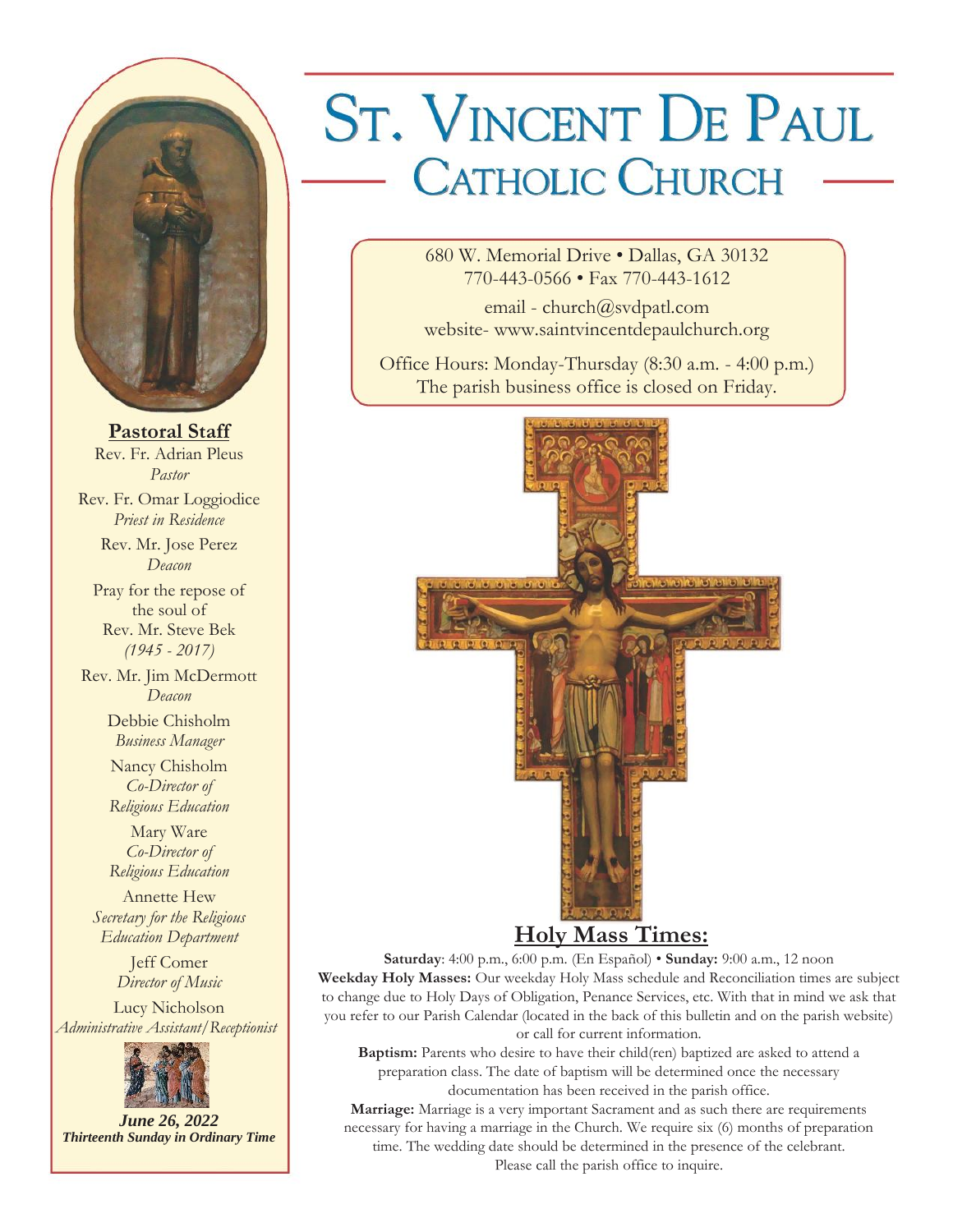# St. Vincent De Paul

## Catholic Church

680 W. Memorial Drive • Dallas, GA 30132
770-443-0566 • Fax 770-443-1612

email - church@svdpatl.com
website- www.saintvincentdepaulchurch.org

Office Hours: Monday-Thursday (8:30 a.m. - 4:00 p.m.)
The parish business office is closed on Friday.

**Pastoral Staff**

Rev. Fr. Adrian Pleus
*Pastor*

Rev. Fr. Omar Loggiodice
*Priest in Residence*

Rev. Mr. Jose Perez
*Deacon*

Pray for the repose of the soul of
Rev. Mr. Steve Bek
*(1945 - 2017)*

Rev. Mr. Jim McDermott
*Deacon*

Debbie Chisholm
*Business Manager*

Nancy Chisholm
*Co-Director of Religious Education*

Mary Ware
*Co-Director of Religious Education*

Annette Hew
*Secretary for the Religious Education Department*

Jeff Comer
*Director of Music*

Lucy Nicholson
*Administrative Assistant/Receptionist*

***June 26, 2022***
***Thirteenth Sunday in Ordinary Time***

## Holy Mass Times:

**Saturday**: 4:00 p.m., 6:00 p.m. (En Español) • **Sunday:** 9:00 a.m., 12 noon

**Weekday Holy Masses:** Our weekday Holy Mass schedule and Reconciliation times are subject to change due to Holy Days of Obligation, Penance Services, etc. With that in mind we ask that you refer to our Parish Calendar (located in the back of this bulletin and on the parish website) or call for current information.

**Baptism:** Parents who desire to have their child(ren) baptized are asked to attend a preparation class. The date of baptism will be determined once the necessary documentation has been received in the parish office.

**Marriage:** Marriage is a very important Sacrament and as such there are requirements necessary for having a marriage in the Church. We require six (6) months of preparation time. The wedding date should be determined in the presence of the celebrant. Please call the parish office to inquire.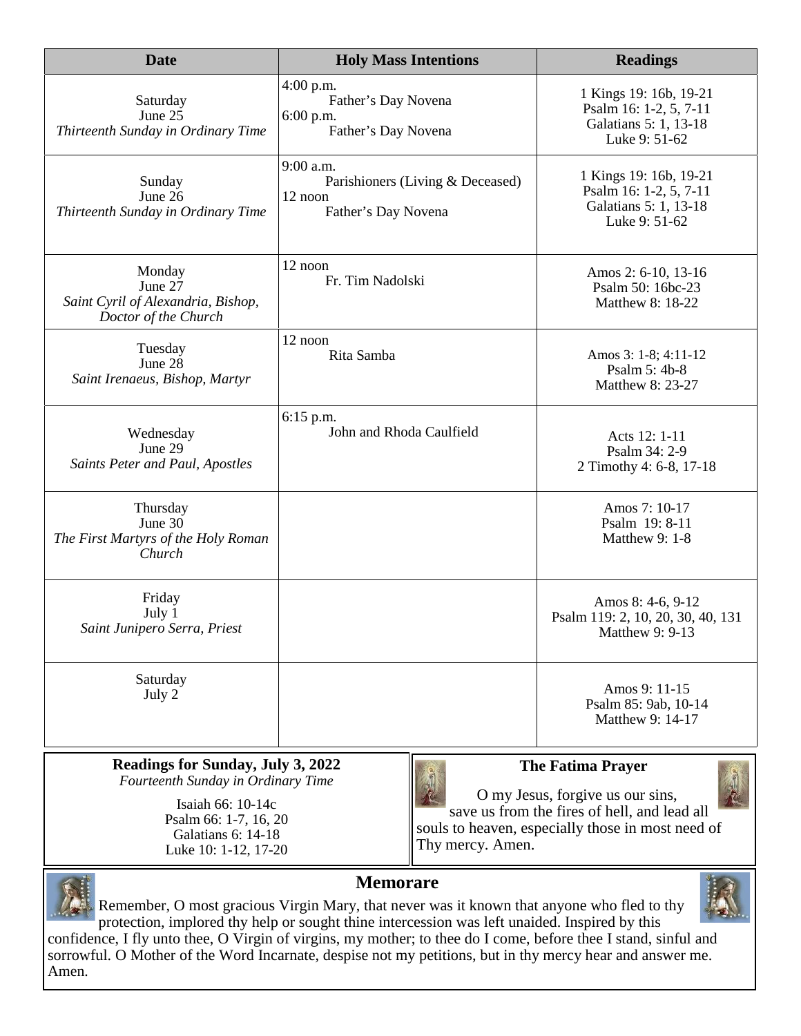| Date | Holy Mass Intentions | Readings |
|---|---|---|
| Saturday<br>June 25<br>*Thirteenth Sunday in Ordinary Time* | 4:00 p.m.<br>Father's Day Novena<br>6:00 p.m.<br>Father's Day Novena | 1 Kings 19: 16b, 19-21<br>Psalm 16: 1-2, 5, 7-11<br>Galatians 5: 1, 13-18<br>Luke 9: 51-62 |
| Sunday<br>June 26<br>*Thirteenth Sunday in Ordinary Time* | 9:00 a.m.<br>Parishioners (Living & Deceased)<br>12 noon<br>Father's Day Novena | 1 Kings 19: 16b, 19-21<br>Psalm 16: 1-2, 5, 7-11<br>Galatians 5: 1, 13-18<br>Luke 9: 51-62 |
| Monday<br>June 27<br>*Saint Cyril of Alexandria, Bishop, Doctor of the Church* | 12 noon<br>Fr. Tim Nadolski | Amos 2: 6-10, 13-16<br>Psalm 50: 16bc-23<br>Matthew 8: 18-22 |
| Tuesday<br>June 28<br>*Saint Irenaeus, Bishop, Martyr* | 12 noon<br>Rita Samba | Amos 3: 1-8; 4:11-12<br>Psalm 5: 4b-8<br>Matthew 8: 23-27 |
| Wednesday<br>June 29<br>*Saints Peter and Paul, Apostles* | 6:15 p.m.<br>John and Rhoda Caulfield | Acts 12: 1-11<br>Psalm 34: 2-9<br>2 Timothy 4: 6-8, 17-18 |
| Thursday<br>June 30<br>*The First Martyrs of the Holy Roman Church* | | Amos 7: 10-17<br>Psalm 19: 8-11<br>Matthew 9: 1-8 |
| Friday<br>July 1<br>*Saint Junipero Serra, Priest* | | Amos 8: 4-6, 9-12<br>Psalm 119: 2, 10, 20, 30, 40, 131<br>Matthew 9: 9-13 |
| Saturday<br>July 2 | | Amos 9: 11-15<br>Psalm 85: 9ab, 10-14<br>Matthew 9: 14-17 |

**Readings for Sunday, July 3, 2022**
*Fourteenth Sunday in Ordinary Time*

Isaiah 66: 10-14c
Psalm 66: 1-7, 16, 20
Galatians 6: 14-18
Luke 10: 1-12, 17-20

**The Fatima Prayer**

O my Jesus, forgive us our sins, save us from the fires of hell, and lead all souls to heaven, especially those in most need of Thy mercy. Amen.

## Memorare

Remember, O most gracious Virgin Mary, that never was it known that anyone who fled to thy protection, implored thy help or sought thine intercession was left unaided. Inspired by this confidence, I fly unto thee, O Virgin of virgins, my mother; to thee do I come, before thee I stand, sinful and sorrowful. O Mother of the Word Incarnate, despise not my petitions, but in thy mercy hear and answer me. Amen.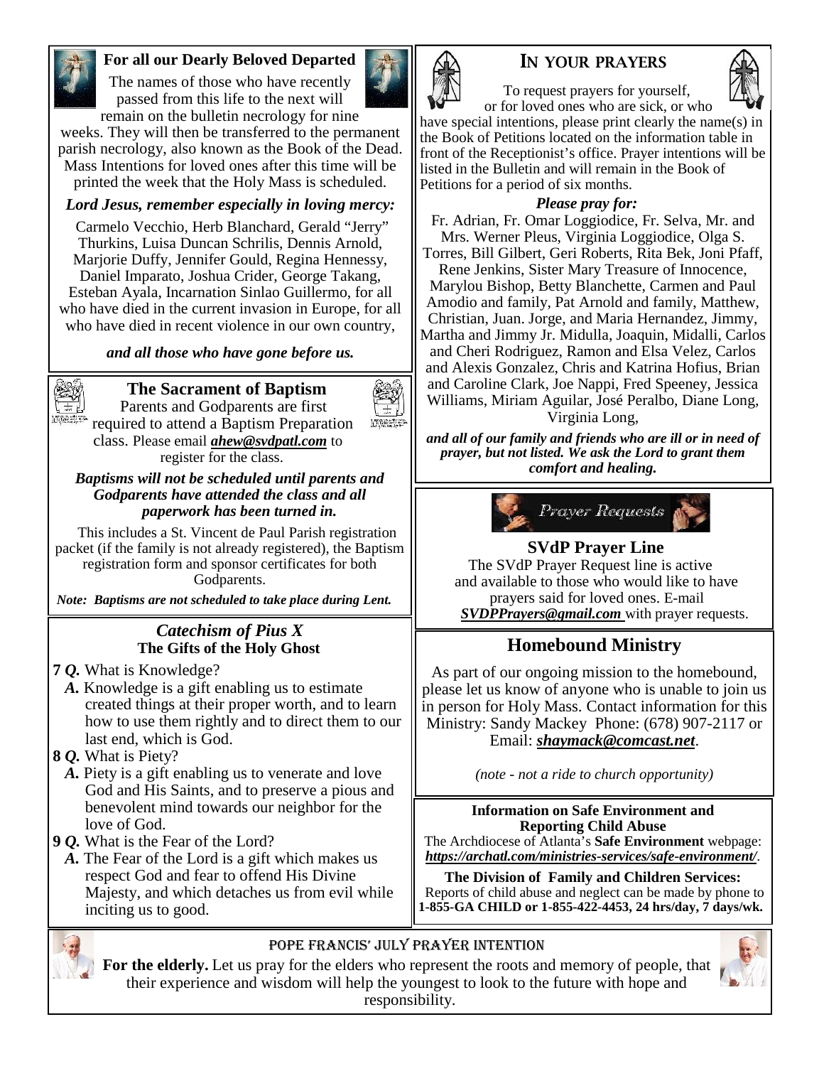## For all our Dearly Beloved Departed

The names of those who have recently passed from this life to the next will remain on the bulletin necrology for nine weeks. They will then be transferred to the permanent parish necrology, also known as the Book of the Dead. Mass Intentions for loved ones after this time will be printed the week that the Holy Mass is scheduled.

***Lord Jesus, remember especially in loving mercy:***

Carmelo Vecchio, Herb Blanchard, Gerald "Jerry" Thurkins, Luisa Duncan Schrilis, Dennis Arnold, Marjorie Duffy, Jennifer Gould, Regina Hennessy, Daniel Imparato, Joshua Crider, George Takang, Esteban Ayala, Incarnation Sinlao Guillermo, for all who have died in the current invasion in Europe, for all who have died in recent violence in our own country,

***and all those who have gone before us.***

## The Sacrament of Baptism

Parents and Godparents are first required to attend a Baptism Preparation class. Please email ***ahew@svdpatl.com*** to register for the class.

***Baptisms will not be scheduled until parents and Godparents have attended the class and all paperwork has been turned in.***

This includes a St. Vincent de Paul Parish registration packet (if the family is not already registered), the Baptism registration form and sponsor certificates for both Godparents.

***Note: Baptisms are not scheduled to take place during Lent.***

## *Catechism of Pius X*

### The Gifts of the Holy Ghost

**7 *Q.*** What is Knowledge?

***A.*** Knowledge is a gift enabling us to estimate created things at their proper worth, and to learn how to use them rightly and to direct them to our last end, which is God.

**8 *Q.*** What is Piety?

***A.*** Piety is a gift enabling us to venerate and love God and His Saints, and to preserve a pious and benevolent mind towards our neighbor for the love of God.

**9 *Q.*** What is the Fear of the Lord?

***A.*** The Fear of the Lord is a gift which makes us respect God and fear to offend His Divine Majesty, and which detaches us from evil while inciting us to good.

## In your Prayers

To request prayers for yourself, or for loved ones who are sick, or who have special intentions, please print clearly the name(s) in the Book of Petitions located on the information table in front of the Receptionist's office. Prayer intentions will be listed in the Bulletin and will remain in the Book of Petitions for a period of six months.

***Please pray for:***

Fr. Adrian, Fr. Omar Loggiodice, Fr. Selva, Mr. and Mrs. Werner Pleus, Virginia Loggiodice, Olga S. Torres, Bill Gilbert, Geri Roberts, Rita Bek, Joni Pfaff, Rene Jenkins, Sister Mary Treasure of Innocence, Marylou Bishop, Betty Blanchette, Carmen and Paul Amodio and family, Pat Arnold and family, Matthew, Christian, Juan. Jorge, and Maria Hernandez, Jimmy, Martha and Jimmy Jr. Midulla, Joaquin, Midalli, Carlos and Cheri Rodriguez, Ramon and Elsa Velez, Carlos and Alexis Gonzalez, Chris and Katrina Hofius, Brian and Caroline Clark, Joe Nappi, Fred Speeney, Jessica Williams, Miriam Aguilar, José Peralbo, Diane Long, Virginia Long,

***and all of our family and friends who are ill or in need of prayer, but not listed. We ask the Lord to grant them comfort and healing.***

*Prayer Requests*

## SVdP Prayer Line

The SVdP Prayer Request line is active and available to those who would like to have prayers said for loved ones. E-mail ***SVDPPrayers@gmail.com*** with prayer requests.

## Homebound Ministry

As part of our ongoing mission to the homebound, please let us know of anyone who is unable to join us in person for Holy Mass. Contact information for this Ministry: Sandy Mackey Phone: (678) 907-2117 or Email: ***shaymack@comcast.net***.

*(note - not a ride to church opportunity)*

**Information on Safe Environment and Reporting Child Abuse**

The Archdiocese of Atlanta's **Safe Environment** webpage: ***https://archatl.com/ministries-services/safe-environment/***.

**The Division of Family and Children Services:**
Reports of child abuse and neglect can be made by phone to **1-855-GA CHILD or 1-855-422-4453, 24 hrs/day, 7 days/wk.**

## Pope Francis' July Prayer Intention

**For the elderly.** Let us pray for the elders who represent the roots and memory of people, that their experience and wisdom will help the youngest to look to the future with hope and responsibility.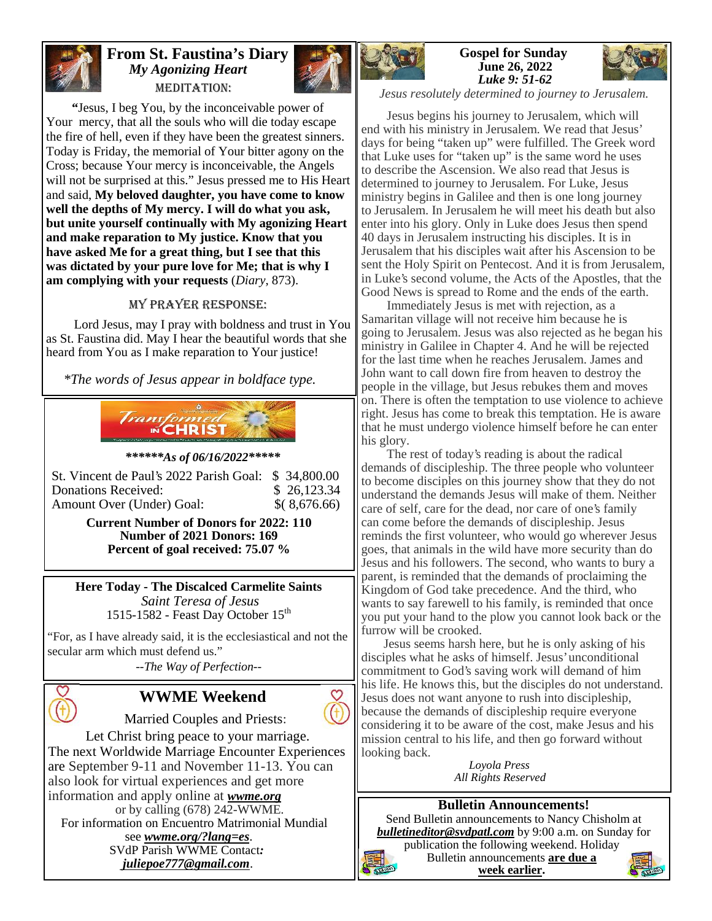## From St. Faustina's Diary

### *My Agonizing Heart*

MEDITATION:

**"**Jesus, I beg You, by the inconceivable power of Your mercy, that all the souls who will die today escape the fire of hell, even if they have been the greatest sinners. Today is Friday, the memorial of Your bitter agony on the Cross; because Your mercy is inconceivable, the Angels will not be surprised at this." Jesus pressed me to His Heart and said, **My beloved daughter, you have come to know well the depths of My mercy. I will do what you ask, but unite yourself continually with My agonizing Heart and make reparation to My justice. Know that you have asked Me for a great thing, but I see that this was dictated by your pure love for Me; that is why I am complying with your requests** (*Diary*, 873).

MY PRAYER RESPONSE:

Lord Jesus, may I pray with boldness and trust in You as St. Faustina did. May I hear the beautiful words that she heard from You as I make reparation to Your justice!

*\*The words of Jesus appear in boldface type.*

Transformed IN CHRIST

***\*\*\*\*\*\*As of 06/16/2022\*\*\*\*\****

| | |
|---|---|
| St. Vincent de Paul's 2022 Parish Goal: | $ 34,800.00 |
| Donations Received: | $ 26,123.34 |
| Amount Over (Under) Goal: | $( 8,676.66) |

**Current Number of Donors for 2022: 110**
**Number of 2021 Donors: 169**
**Percent of goal received: 75.07 %**

**Here Today - The Discalced Carmelite Saints**
*Saint Teresa of Jesus*
1515-1582 - Feast Day October 15th

"For, as I have already said, it is the ecclesiastical and not the secular arm which must defend us."
*--The Way of Perfection--*

## WWME Weekend

Married Couples and Priests:
Let Christ bring peace to your marriage.
The next Worldwide Marriage Encounter Experiences are September 9-11 and November 11-13. You can also look for virtual experiences and get more information and apply online at ***wwme.org*** or by calling (678) 242-WWME.
For information on Encuentro Matrimonial Mundial see ***wwme.org/?lang=es***.
SVdP Parish WWME Contact***:***
***juliepoe777@gmail.com***.

## Gospel for Sunday June 26, 2022

### *Luke 9: 51-62*

*Jesus resolutely determined to journey to Jerusalem.*

Jesus begins his journey to Jerusalem, which will end with his ministry in Jerusalem. We read that Jesus' days for being "taken up" were fulfilled. The Greek word that Luke uses for "taken up" is the same word he uses to describe the Ascension. We also read that Jesus is determined to journey to Jerusalem. For Luke, Jesus ministry begins in Galilee and then is one long journey to Jerusalem. In Jerusalem he will meet his death but also enter into his glory. Only in Luke does Jesus then spend 40 days in Jerusalem instructing his disciples. It is in Jerusalem that his disciples wait after his Ascension to be sent the Holy Spirit on Pentecost. And it is from Jerusalem, in Luke's second volume, the Acts of the Apostles, that the Good News is spread to Rome and the ends of the earth.

Immediately Jesus is met with rejection, as a Samaritan village will not receive him because he is going to Jerusalem. Jesus was also rejected as he began his ministry in Galilee in Chapter 4. And he will be rejected for the last time when he reaches Jerusalem. James and John want to call down fire from heaven to destroy the people in the village, but Jesus rebukes them and moves on. There is often the temptation to use violence to achieve right. Jesus has come to break this temptation. He is aware that he must undergo violence himself before he can enter his glory.

The rest of today's reading is about the radical demands of discipleship. The three people who volunteer to become disciples on this journey show that they do not understand the demands Jesus will make of them. Neither care of self, care for the dead, nor care of one's family can come before the demands of discipleship. Jesus reminds the first volunteer, who would go wherever Jesus goes, that animals in the wild have more security than do Jesus and his followers. The second, who wants to bury a parent, is reminded that the demands of proclaiming the Kingdom of God take precedence. And the third, who wants to say farewell to his family, is reminded that once you put your hand to the plow you cannot look back or the furrow will be crooked.

Jesus seems harsh here, but he is only asking of his disciples what he asks of himself. Jesus' unconditional commitment to God's saving work will demand of him his life. He knows this, but the disciples do not understand. Jesus does not want anyone to rush into discipleship, because the demands of discipleship require everyone considering it to be aware of the cost, make Jesus and his mission central to his life, and then go forward without looking back.

*Loyola Press*
*All Rights Reserved*

## Bulletin Announcements!

Send Bulletin announcements to Nancy Chisholm at ***bulletineditor@svdpatl.com*** by 9:00 a.m. on Sunday for publication the following weekend. Holiday Bulletin announcements **<u>are due a week earlier</u>.**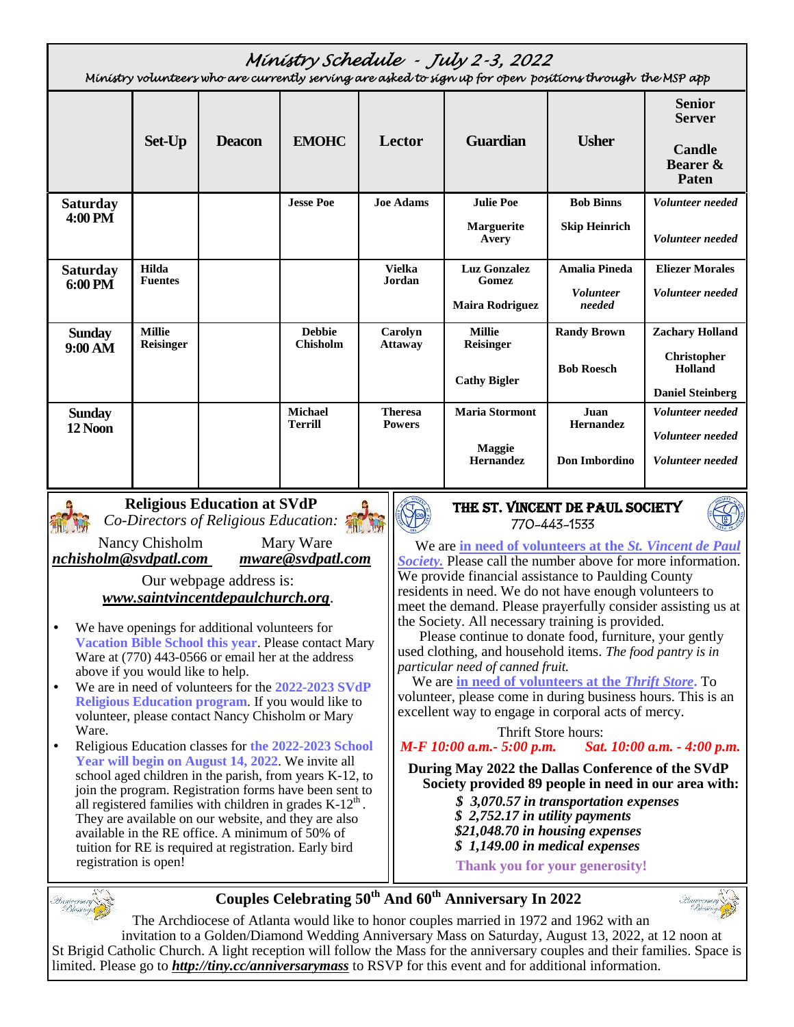# Ministry Schedule - July 2-3, 2022

*Ministry volunteers who are currently serving are asked to sign up for open positions through the MSP app*

| | Set-Up | Deacon | EMOHC | Lector | Guardian | Usher | Senior Server / Candle Bearer & Paten |
|---|---|---|---|---|---|---|---|
| **Saturday 4:00 PM** | | | Jesse Poe | Joe Adams | Julie Poe<br>Marguerite Avery | Bob Binns<br>Skip Heinrich | *Volunteer needed*<br>*Volunteer needed* |
| **Saturday 6:00 PM** | Hilda Fuentes | | | Vielka Jordan | Luz Gonzalez Gomez<br>Maira Rodriguez | Amalia Pineda<br>*Volunteer needed* | Eliezer Morales<br>*Volunteer needed* |
| **Sunday 9:00 AM** | Millie Reisinger | | Debbie Chisholm | Carolyn Attaway | Millie Reisinger<br>Cathy Bigler | Randy Brown<br>Bob Roesch | Zachary Holland<br>Christopher Holland<br>Daniel Steinberg |
| **Sunday 12 Noon** | | | Michael Terrill | Theresa Powers | Maria Stormont<br>Maggie Hernandez | Juan Hernandez<br>Don Imbordino | *Volunteer needed*<br>*Volunteer needed*<br>*Volunteer needed* |

## Religious Education at SVdP

*Co-Directors of Religious Education:*

Nancy Chisholm — ***nchisholm@svdpatl.com***

Mary Ware — ***mware@svdpatl.com***

Our webpage address is: ***www.saintvincentdepaulchurch.org***.

- We have openings for additional volunteers for **Vacation Bible School this year**. Please contact Mary Ware at (770) 443-0566 or email her at the address above if you would like to help.
- We are in need of volunteers for the **2022-2023 SVdP Religious Education program**. If you would like to volunteer, please contact Nancy Chisholm or Mary Ware.
- Religious Education classes for **the 2022-2023 School Year will begin on August 14, 2022**. We invite all school aged children in the parish, from years K-12, to join the program. Registration forms have been sent to all registered families with children in grades K-12th. They are available on our website, and they are also available in the RE office. A minimum of 50% of tuition for RE is required at registration. Early bird registration is open!

## THE ST. VINCENT DE PAUL SOCIETY

770-443-1533

We are **in need of volunteers at the *St. Vincent de Paul Society.*** Please call the number above for more information. We provide financial assistance to Paulding County residents in need. We do not have enough volunteers to meet the demand. Please prayerfully consider assisting us at the Society. All necessary training is provided.

Please continue to donate food, furniture, your gently used clothing, and household items. *The food pantry is in particular need of canned fruit.*

We are **in need of volunteers at the *Thrift Store***. To volunteer, please come in during business hours. This is an excellent way to engage in corporal acts of mercy.

Thrift Store hours:

***M-F 10:00 a.m.- 5:00 p.m.*** ***Sat. 10:00 a.m. - 4:00 p.m.***

**During May 2022 the Dallas Conference of the SVdP Society provided 89 people in need in our area with:**

***$ 3,070.57 in transportation expenses***
***$ 2,752.17 in utility payments***
***$21,048.70 in housing expenses***
***$ 1,149.00 in medical expenses***

**Thank you for your generosity!**

## Couples Celebrating 50th And 60th Anniversary In 2022

The Archdiocese of Atlanta would like to honor couples married in 1972 and 1962 with an invitation to a Golden/Diamond Wedding Anniversary Mass on Saturday, August 13, 2022, at 12 noon at St Brigid Catholic Church. A light reception will follow the Mass for the anniversary couples and their families. Space is limited. Please go to ***http://tiny.cc/anniversarymass*** to RSVP for this event and for additional information.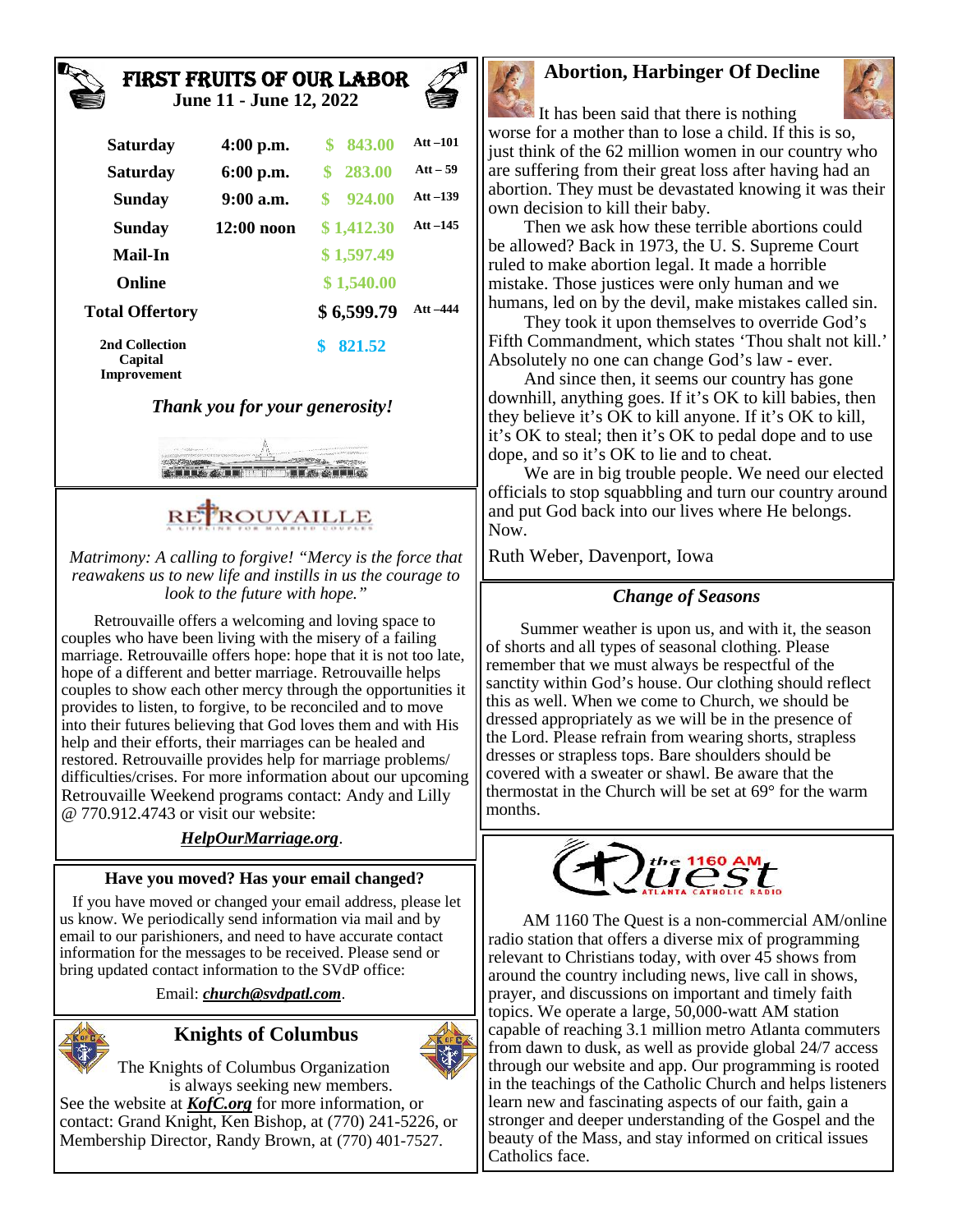## FIRST FRUITS OF OUR LABOR

**June 11 - June 12, 2022**

| | | | |
|---|---|---|---|
| **Saturday** | **4:00 p.m.** | **$ 843.00** | **Att –101** |
| **Saturday** | **6:00 p.m.** | **$ 283.00** | **Att – 59** |
| **Sunday** | **9:00 a.m.** | **$ 924.00** | **Att –139** |
| **Sunday** | **12:00 noon** | **$ 1,412.30** | **Att –145** |
| **Mail-In** | | **$ 1,597.49** | |
| **Online** | | **$ 1,540.00** | |
| **Total Offertory** | | **$ 6,599.79** | **Att –444** |
| **2nd Collection Capital Improvement** | | **$ 821.52** | |

***Thank you for your generosity!***

## RETROUVAILLE

*A LIFELINE FOR MARRIED COUPLES*

*Matrimony: A calling to forgive! "Mercy is the force that reawakens us to new life and instills in us the courage to look to the future with hope."*

Retrouvaille offers a welcoming and loving space to couples who have been living with the misery of a failing marriage. Retrouvaille offers hope: hope that it is not too late, hope of a different and better marriage. Retrouvaille helps couples to show each other mercy through the opportunities it provides to listen, to forgive, to be reconciled and to move into their futures believing that God loves them and with His help and their efforts, their marriages can be healed and restored. Retrouvaille provides help for marriage problems/ difficulties/crises. For more information about our upcoming Retrouvaille Weekend programs contact: Andy and Lilly @ 770.912.4743 or visit our website:

***HelpOurMarriage.org***.

### Have you moved? Has your email changed?

If you have moved or changed your email address, please let us know. We periodically send information via mail and by email to our parishioners, and need to have accurate contact information for the messages to be received. Please send or bring updated contact information to the SVdP office:

Email: ***church@svdpatl.com***.

## Knights of Columbus

The Knights of Columbus Organization is always seeking new members. See the website at ***KofC.org*** for more information, or contact: Grand Knight, Ken Bishop, at (770) 241-5226, or Membership Director, Randy Brown, at (770) 401-7527.

## Abortion, Harbinger Of Decline

It has been said that there is nothing worse for a mother than to lose a child. If this is so, just think of the 62 million women in our country who are suffering from their great loss after having had an abortion. They must be devastated knowing it was their own decision to kill their baby.

Then we ask how these terrible abortions could be allowed? Back in 1973, the U. S. Supreme Court ruled to make abortion legal. It made a horrible mistake. Those justices were only human and we humans, led on by the devil, make mistakes called sin.

They took it upon themselves to override God's Fifth Commandment, which states 'Thou shalt not kill.' Absolutely no one can change God's law - ever.

And since then, it seems our country has gone downhill, anything goes. If it's OK to kill babies, then they believe it's OK to kill anyone. If it's OK to kill, it's OK to steal; then it's OK to pedal dope and to use dope, and so it's OK to lie and to cheat.

We are in big trouble people. We need our elected officials to stop squabbling and turn our country around and put God back into our lives where He belongs. Now.

Ruth Weber, Davenport, Iowa

### *Change of Seasons*

Summer weather is upon us, and with it, the season of shorts and all types of seasonal clothing. Please remember that we must always be respectful of the sanctity within God's house. Our clothing should reflect this as well. When we come to Church, we should be dressed appropriately as we will be in the presence of the Lord. Please refrain from wearing shorts, strapless dresses or strapless tops. Bare shoulders should be covered with a sweater or shawl. Be aware that the thermostat in the Church will be set at 69° for the warm months.

## the 1160 AM Quest — ATLANTA CATHOLIC RADIO

AM 1160 The Quest is a non-commercial AM/online radio station that offers a diverse mix of programming relevant to Christians today, with over 45 shows from around the country including news, live call in shows, prayer, and discussions on important and timely faith topics. We operate a large, 50,000-watt AM station capable of reaching 3.1 million metro Atlanta commuters from dawn to dusk, as well as provide global 24/7 access through our website and app. Our programming is rooted in the teachings of the Catholic Church and helps listeners learn new and fascinating aspects of our faith, gain a stronger and deeper understanding of the Gospel and the beauty of the Mass, and stay informed on critical issues Catholics face.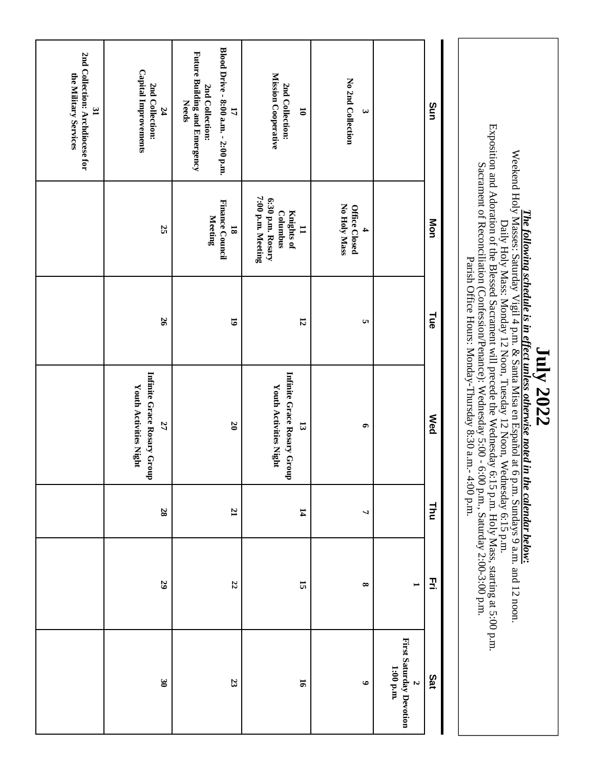# July 2022

***The following schedule is in effect unless otherwise noted in the calendar below:***

Weekend Holy Masses: Saturday Vigil 4 p.m. & Santa Misa en Español at 6 p.m. Sundays 9 a.m. and 12 noon.
Daily Holy Mass: Monday 12 Noon, Tuesday 12 Noon, Wednesday 6:15 p.m.
Exposition and Adoration of the Blessed Sacrament will precede the Wednesday 6:15 p.m. Holy Mass, starting at 5:00 p.m.
Sacrament of Reconciliation (Confession/Penance): Wednesday 5:00 - 6:00 p.m., Saturday 2:00-3:00 p.m.
Parish Office Hours: Monday-Thursday 8:30 a.m.- 4:00 p.m.

| Sun | Mon | Tue | Wed | Thu | Fri | Sat |
|---|---|---|---|---|---|---|
| | | | | | **1** | **2** **First Saturday Devotion 1:00 p.m.** |
| **3** **No 2nd Collection** | **4** **Office Closed No Holy Mass** | **5** | **6** | **7** | **8** | **9** |
| **10** **2nd Collection: Mission Cooperative** | **11** **Knights of Columbus 6:30 p.m. Rosary 7:00 p.m. Meeting** | **12** | **13** **Infinite Grace Rosary Group Youth Activities Night** | **14** | **15** | **16** |
| **17** **Blood Drive - 8:00 a.m. - 2:00 p.m. 2nd Collection: Future Building and Emergency Needs** | **18** **Finance Council Meeting** | **19** | **20** | **21** | **22** | **23** |
| **24** **2nd Collection: Capital Improvements** | **25** | **26** | **27** **Infinite Grace Rosary Group Youth Activities Night** | **28** | **29** | **30** |
| **31** **2nd Collection: Archdiocese for the Military Services** | | | | | | |